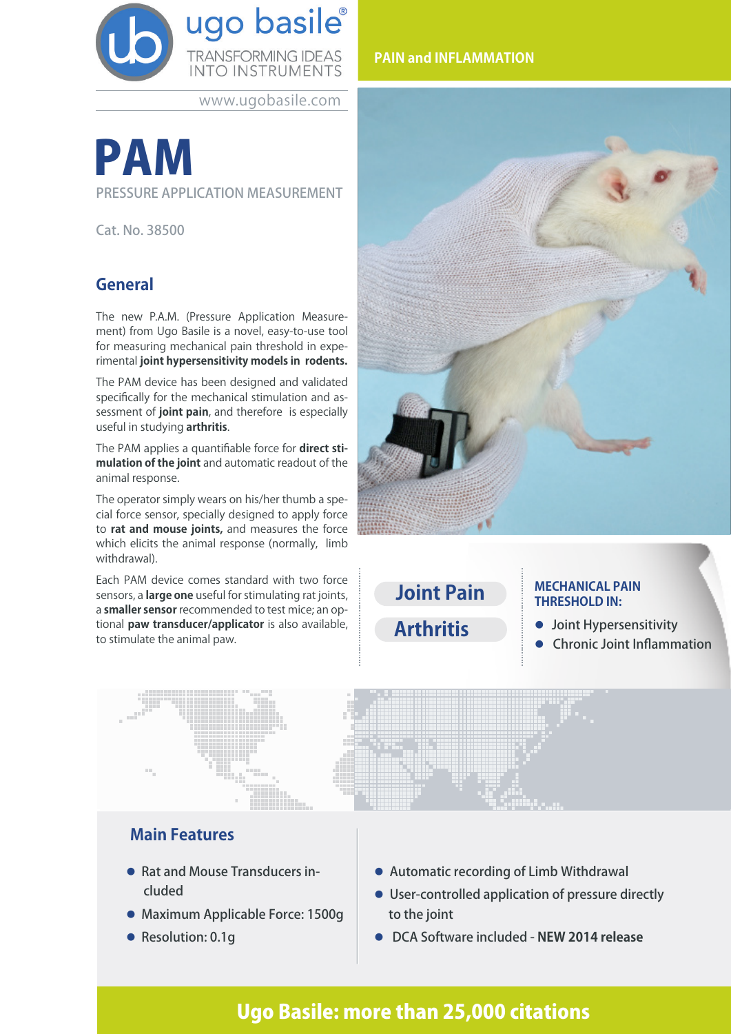ugo basile®

TRANSFORMING IDEAS INTO INSTRUMENTS

www.ugobasile.com

PAIN and INFLAMMATION

# PAM

PRESSURE APPLICATION MEASUREMENT

Cat. No. 38500

## General

The new P.A.M. (Pressure Application Measurement) from Ugo Basile is a novel, easy-to-use tool for measuring mechanical pain threshold in experimental **joint hypersensitivity models in rodents.**

The PAM device has been designed and validated specifically for the mechanical stimulation and assessment of **joint pain**, and therefore is especially useful in studying **arthritis**.

The PAM applies a quantifiable force for **direct stimulation of the joint** and automatic readout of the animal response.

The operator simply wears on his/her thumb a special force sensor, specially designed to apply force to **rat and mouse joints,** and measures the force which elicits the animal response (normally, limb withdrawal).

Each PAM device comes standard with two force sensors, a **large one** useful for stimulating rat joints, a **smaller sensor** recommended to test mice; an optional **paw transducer/applicator** is also available, to stimulate the animal paw.

**Joint Pain**

**Arthritis**

**MECHANICAL PAIN THRESHOLD IN:**

- Joint Hypersensitivity
- Chronic Joint Inflammation

## Main Features

- Rat and Mouse Transducers included
- Maximum Applicable Force: 1500g
- Resolution: 0.1g
- Automatic recording of Limb Withdrawal
- User-controlled application of pressure directly to the joint
- DCA Software included - **NEW 2014 release**

**Ugo Basile: more than 25,000 citations**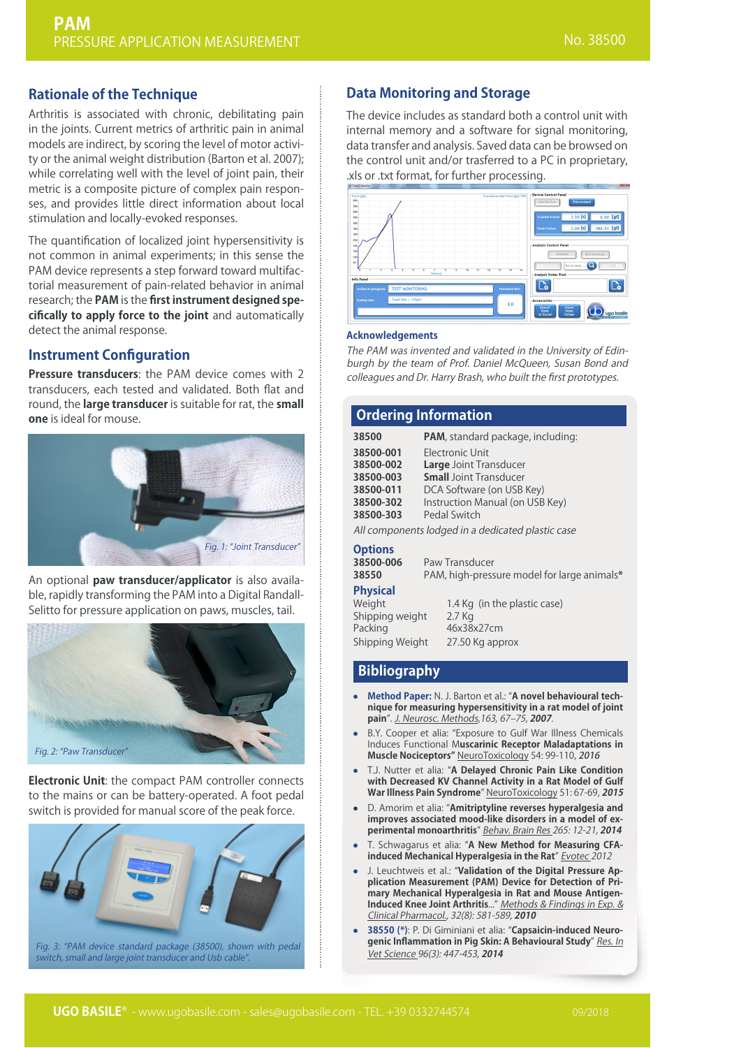# PAM
PRESSURE APPLICATION MEASUREMENT

No. 38500

## Rationale of the Technique

Arthritis is associated with chronic, debilitating pain in the joints. Current metrics of arthritic pain in animal models are indirect, by scoring the level of motor activity or the animal weight distribution (Barton et al. 2007); while correlating well with the level of joint pain, their metric is a composite picture of complex pain responses, and provides little direct information about local stimulation and locally-evoked responses.

The quantification of localized joint hypersensitivity is not common in animal experiments; in this sense the PAM device represents a step forward toward multifactorial measurement of pain-related behavior in animal research; the **PAM** is the **first instrument designed specifically to apply force to the joint** and automatically detect the animal response.

## Instrument Configuration

**Pressure transducers**: the PAM device comes with 2 transducers, each tested and validated. Both flat and round, the **large transducer** is suitable for rat, the **small one** is ideal for mouse.

*Fig. 1: "Joint Transducer"*

An optional **paw transducer/applicator** is also available, rapidly transforming the PAM into a Digital Randall-Selitto for pressure application on paws, muscles, tail.

*Fig. 2: "Paw Transducer"*

**Electronic Unit**: the compact PAM controller connects to the mains or can be battery-operated. A foot pedal switch is provided for manual score of the peak force.

*Fig. 3: "PAM device standard package (38500), shown with pedal switch, small and large joint transducer and Usb cable".*

## Data Monitoring and Storage

The device includes as standard both a control unit with internal memory and a software for signal monitoring, data transfer and analysis. Saved data can be browsed on the control unit and/or trasferred to a PC in proprietary, .xls or .txt format, for further processing.

### Acknowledgements

*The PAM was invented and validated in the University of Edinburgh by the team of Prof. Daniel McQueen, Susan Bond and colleagues and Dr. Harry Brash, who built the first prototypes.*

## Ordering Information

| | |
|---|---|
| **38500** | **PAM**, standard package, including: |
| **38500-001** | Electronic Unit |
| **38500-002** | **Large** Joint Transducer |
| **38500-003** | **Small** Joint Transducer |
| **38500-011** | DCA Software (on USB Key) |
| **38500-302** | Instruction Manual (on USB Key) |
| **38500-303** | Pedal Switch |

*All components lodged in a dedicated plastic case*

### Options

| | |
|---|---|
| **38500-006** | Paw Transducer |
| **38550** | PAM, high-pressure model for large animals* |

### Physical

| | |
|---|---|
| Weight | 1.4 Kg (in the plastic case) |
| Shipping weight | 2.7 Kg |
| Packing | 46x38x27cm |
| Shipping Weight | 27.50 Kg approx |

## Bibliography

- **Method Paper:** N. J. Barton et al.: "**A novel behavioural technique for measuring hypersensitivity in a rat model of joint pain**". *J. Neurosc. Methods,163, 67–75,* ***2007***.
- B.Y. Cooper et alia: "Exposure to Gulf War Illness Chemicals Induces Functional M**uscarinic Receptor Maladaptations in Muscle Nociceptors"** NeuroToxicology 54: 99-110, ***2016***
- T.J. Nutter et alia: "**A Delayed Chronic Pain Like Condition with Decreased KV Channel Activity in a Rat Model of Gulf War Illness Pain Syndrome**" NeuroToxicology 51: 67-69, ***2015***
- D. Amorim et alia: "**Amitriptyline reverses hyperalgesia and improves associated mood-like disorders in a model of experimental monoarthritis**" *Behav. Brain Res 265: 12-21,* ***2014***
- T. Schwagarus et alia: "**A New Method for Measuring CFA-induced Mechanical Hyperalgesia in the Rat**" *Evotec 2012*
- J. Leuchtweis et al.: "**Validation of the Digital Pressure Application Measurement (PAM) Device for Detection of Primary Mechanical Hyperalgesia in Rat and Mouse Antigen-Induced Knee Joint Arthritis**..." *Methods & Findings in Exp. & Clinical Pharmacol., 32(8): 581-589,* ***2010***
- **38550 (*)**: P. Di Giminiani et alia: "**Capsaicin-induced Neurogenic Inflammation in Pig Skin: A Behavioural Study**" *Res. In Vet Science 96(3): 447-453,* ***2014***

**UGO BASILE**® - www.ugobasile.com - sales@ugobasile.com - TEL. +39 0332744574

09/2018